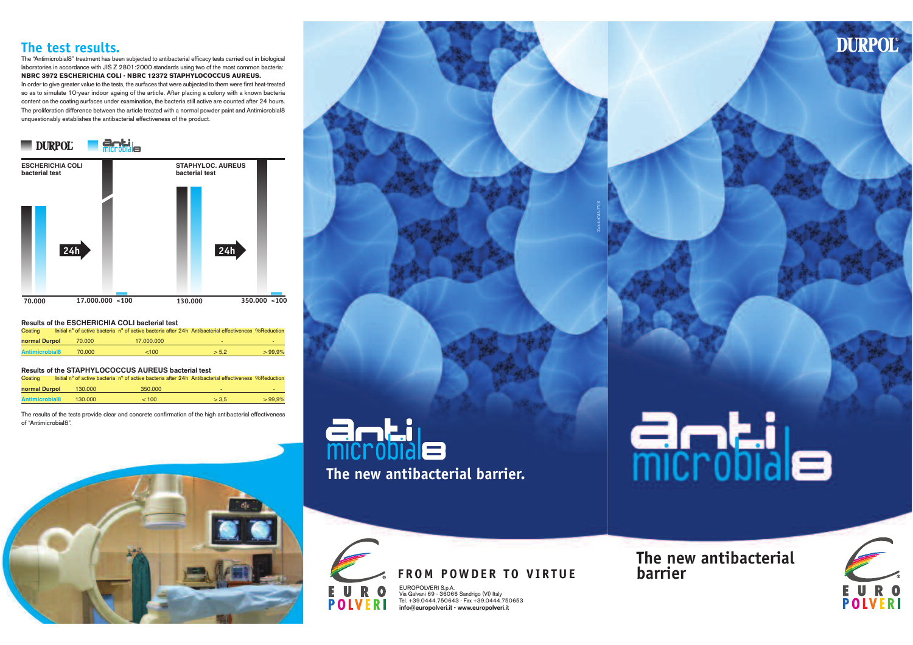## The test results.

The "Antimicrobial8" treatment has been subjected to antibacterial efficacy tests carried out in biological laboratories in accordance with JIS Z 2801:2000 standards using two of the most common bacteria: **NBRC 3972 ESCHERICHIA COLI - NBRC 12372 STAPHYLOCOCCUS AUREUS.**

In order to give greater value to the tests, the surfaces that were subjected to them were first heat-treated so as to simulate 10-year indoor ageing of the article. After placing a colony with a known bacteria content on the coating surfaces under examination, the bacteria still active are counted after 24 hours. The proliferation difference between the article treated with a normal powder paint and Antimicrobial8 unquestionably establishes the antibacterial effectiveness of the product.

DURPOL · antimicrobial8

**ESCHERICHIA COLI bacterial test**

70.000 — 24h → 17.000.000 <100

**STAPHYLOC. AUREUS bacterial test**

130.000 — 24h → 350.000 <100

**Results of the ESCHERICHIA COLI bacterial test**

| Coating | Initial n° of active bacteria | n° of active bacteria after 24h | Antibacterial effectiveness | %Reduction |
|---|---|---|---|---|
| normal Durpol | 70.000 | 17.000.000 | - | - |
| Antimicrobial8 | 70.000 | <100 | > 5,2 | > 99,9% |

**Results of the STAPHYLOCOCCUS AUREUS bacterial test**

| Coating | Initial n° of active bacteria | n° of active bacteria after 24h | Antibacterial effectiveness | %Reduction |
|---|---|---|---|---|
| normal Durpol | 130.000 | 350.000 | - | - |
| Antimicrobial8 | 130.000 | < 100 | > 3,5 | > 99,9% |

The results of the tests provide clear and concrete confirmation of the high antibacterial effectiveness of "Antimicrobial8".

# antimicrobial8

**The new antibacterial barrier.**

EURO POLVERI

FROM POWDER TO VIRTUE

EUROPOLVERI S.p.A.
Via Galvani 69 - 36066 Sandrigo (VI) Italy
Tel. +39.0444.750643 - Fax +39.0444.750653
**info@europolveri.it - www.europolveri.it**

DURPOL®

# antimicrobial8

**The new antibacterial barrier**

EURO POLVERI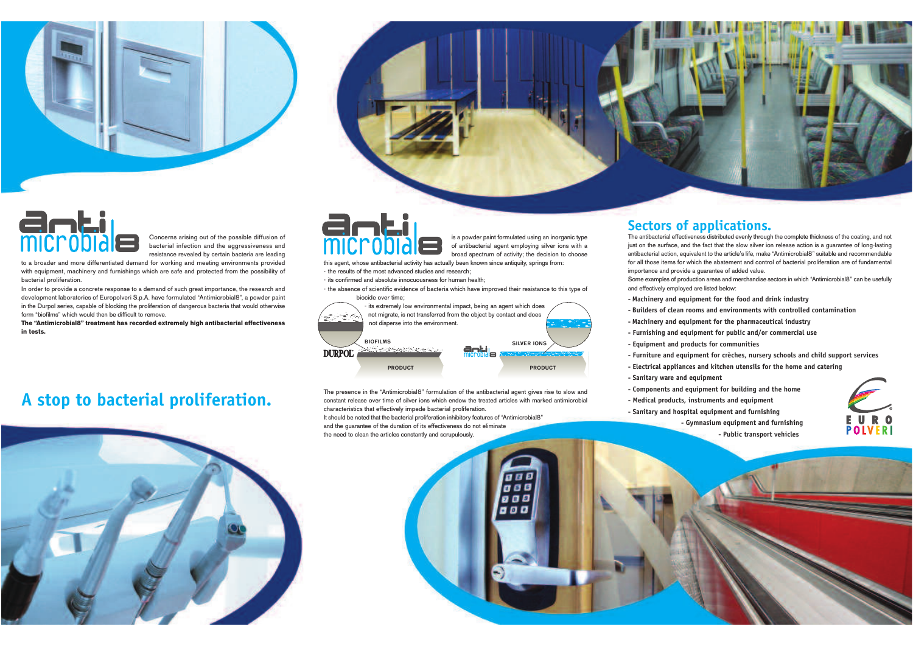# antimicrobial8

Concerns arising out of the possible diffusion of bacterial infection and the aggressiveness and resistance revealed by certain bacteria are leading to a broader and more differentiated demand for working and meeting environments provided with equipment, machinery and furnishings which are safe and protected from the possibility of bacterial proliferation.

In order to provide a concrete response to a demand of such great importance, the research and development laboratories of Europolveri S.p.A. have formulated "Antimicrobial8", a powder paint in the Durpol series, capable of blocking the proliferation of dangerous bacteria that would otherwise form "biofilms" which would then be difficult to remove.

**The "Antimicrobial8" treatment has recorded extremely high antibacterial effectiveness in tests.**

## A stop to bacterial proliferation.

# antimicrobial8

is a powder paint formulated using an inorganic type of antibacterial agent employing silver ions with a broad spectrum of activity; the decision to choose this agent, whose antibacterial activity has actually been known since antiquity, springs from:

- the results of the most advanced studies and research;
- its confirmed and absolute innocuousness for human health;
- the absence of scientific evidence of bacteria which have improved their resistance to this type of biocide over time;
- its extremely low environmental impact, being an agent which does not migrate, is not transferred from the object by contact and does not disperse into the environment.

BIOFILMS

DURPOL

PRODUCT

SILVER IONS

antimicrobial8

PRODUCT

The presence in the "Antimicrobial8" formulation of the antibacterial agent gives rise to slow and constant release over time of silver ions which endow the treated articles with marked antimicrobial characteristics that effectively impede bacterial proliferation.

It should be noted that the bacterial proliferation inhibitory features of "Antimicrobial8" and the guarantee of the duration of its effectiveness do not eliminate the need to clean the articles constantly and scrupulously.

## Sectors of applications.

The antibacterial effectiveness distributed evenly through the complete thickness of the coating, and not just on the surface, and the fact that the slow silver ion release action is a guarantee of long-lasting antibacterial action, equivalent to the article's life, make "Antimicrobial8" suitable and recommendable for all those items for which the abatement and control of bacterial proliferation are of fundamental importance and provide a guarantee of added value.

Some examples of production areas and merchandise sectors in which "Antimicrobial8" can be usefully and effectively employed are listed below:

- Machinery and equipment for the food and drink industry
- Builders of clean rooms and environments with controlled contamination
- Machinery and equipment for the pharmaceutical industry
- Furnishing and equipment for public and/or commercial use
- Equipment and products for communities
- Furniture and equipment for crèches, nursery schools and child support services
- Electrical appliances and kitchen utensils for the home and catering
- Sanitary ware and equipment
- Components and equipment for building and the home
- Medical products, instruments and equipment
- Sanitary and hospital equipment and furnishing
- Gymnasium equipment and furnishing
- Public transport vehicles

EURO POLVERI